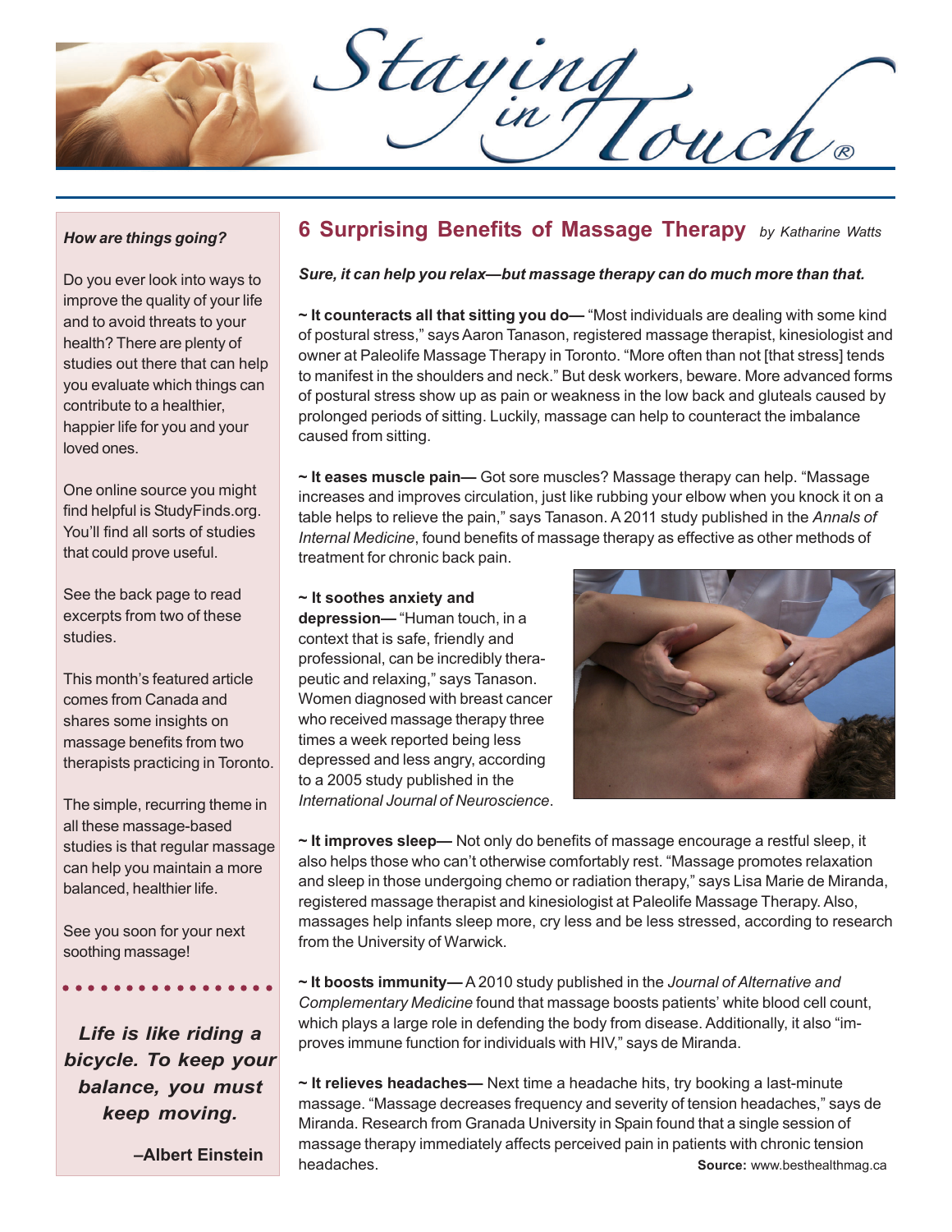# Staying in Touch®

***How are things going?***

Do you ever look into ways to improve the quality of your life and to avoid threats to your health? There are plenty of studies out there that can help you evaluate which things can contribute to a healthier, happier life for you and your loved ones.

One online source you might find helpful is StudyFinds.org. You'll find all sorts of studies that could prove useful.

See the back page to read excerpts from two of these studies.

This month's featured article comes from Canada and shares some insights on massage benefits from two therapists practicing in Toronto.

The simple, recurring theme in all these massage-based studies is that regular massage can help you maintain a more balanced, healthier life.

See you soon for your next soothing massage!

***Life is like riding a bicycle. To keep your balance, you must keep moving.***

**–Albert Einstein**

## 6 Surprising Benefits of Massage Therapy

*by Katharine Watts*

***Sure, it can help you relax—but massage therapy can do much more than that.***

**~ It counteracts all that sitting you do—** "Most individuals are dealing with some kind of postural stress," says Aaron Tanason, registered massage therapist, kinesiologist and owner at Paleolife Massage Therapy in Toronto. "More often than not [that stress] tends to manifest in the shoulders and neck." But desk workers, beware. More advanced forms of postural stress show up as pain or weakness in the low back and gluteals caused by prolonged periods of sitting. Luckily, massage can help to counteract the imbalance caused from sitting.

**~ It eases muscle pain—** Got sore muscles? Massage therapy can help. "Massage increases and improves circulation, just like rubbing your elbow when you knock it on a table helps to relieve the pain," says Tanason. A 2011 study published in the *Annals of Internal Medicine*, found benefits of massage therapy as effective as other methods of treatment for chronic back pain.

**~ It soothes anxiety and depression—** "Human touch, in a context that is safe, friendly and professional, can be incredibly therapeutic and relaxing," says Tanason. Women diagnosed with breast cancer who received massage therapy three times a week reported being less depressed and less angry, according to a 2005 study published in the *International Journal of Neuroscience*.

**~ It improves sleep—** Not only do benefits of massage encourage a restful sleep, it also helps those who can't otherwise comfortably rest. "Massage promotes relaxation and sleep in those undergoing chemo or radiation therapy," says Lisa Marie de Miranda, registered massage therapist and kinesiologist at Paleolife Massage Therapy. Also, massages help infants sleep more, cry less and be less stressed, according to research from the University of Warwick.

**~ It boosts immunity—** A 2010 study published in the *Journal of Alternative and Complementary Medicine* found that massage boosts patients' white blood cell count, which plays a large role in defending the body from disease. Additionally, it also "improves immune function for individuals with HIV," says de Miranda.

**~ It relieves headaches—** Next time a headache hits, try booking a last-minute massage. "Massage decreases frequency and severity of tension headaches," says de Miranda. Research from Granada University in Spain found that a single session of massage therapy immediately affects perceived pain in patients with chronic tension headaches.

**Source:** www.besthealthmag.ca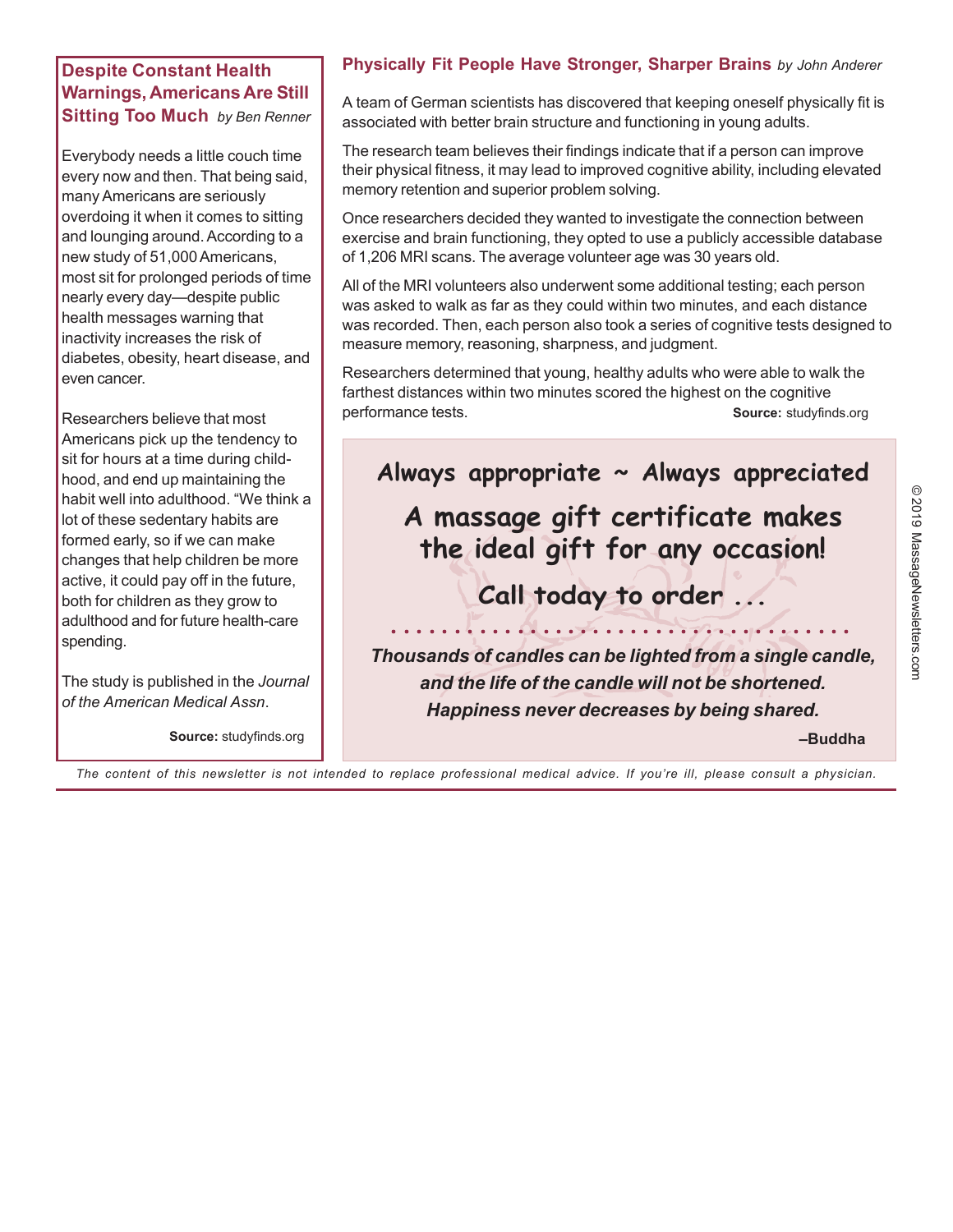## Despite Constant Health Warnings, Americans Are Still Sitting Too Much *by Ben Renner*

Everybody needs a little couch time every now and then. That being said, many Americans are seriously overdoing it when it comes to sitting and lounging around. According to a new study of 51,000 Americans, most sit for prolonged periods of time nearly every day—despite public health messages warning that inactivity increases the risk of diabetes, obesity, heart disease, and even cancer.

Researchers believe that most Americans pick up the tendency to sit for hours at a time during childhood, and end up maintaining the habit well into adulthood. "We think a lot of these sedentary habits are formed early, so if we can make changes that help children be more active, it could pay off in the future, both for children as they grow to adulthood and for future health-care spending.

The study is published in the *Journal of the American Medical Assn*.

**Source:** studyfinds.org

## Physically Fit People Have Stronger, Sharper Brains *by John Anderer*

A team of German scientists has discovered that keeping oneself physically fit is associated with better brain structure and functioning in young adults.

The research team believes their findings indicate that if a person can improve their physical fitness, it may lead to improved cognitive ability, including elevated memory retention and superior problem solving.

Once researchers decided they wanted to investigate the connection between exercise and brain functioning, they opted to use a publicly accessible database of 1,206 MRI scans. The average volunteer age was 30 years old.

All of the MRI volunteers also underwent some additional testing; each person was asked to walk as far as they could within two minutes, and each distance was recorded. Then, each person also took a series of cognitive tests designed to measure memory, reasoning, sharpness, and judgment.

Researchers determined that young, healthy adults who were able to walk the farthest distances within two minutes scored the highest on the cognitive performance tests.

**Source:** studyfinds.org

**Always appropriate ~ Always appreciated**

**A massage gift certificate makes the ideal gift for any occasion!**

**Call today to order ...**

***Thousands of candles can be lighted from a single candle, and the life of the candle will not be shortened. Happiness never decreases by being shared.***

**–Buddha**

*The content of this newsletter is not intended to replace professional medical advice. If you're ill, please consult a physician.*

© 2019 MassageNewsletters.com